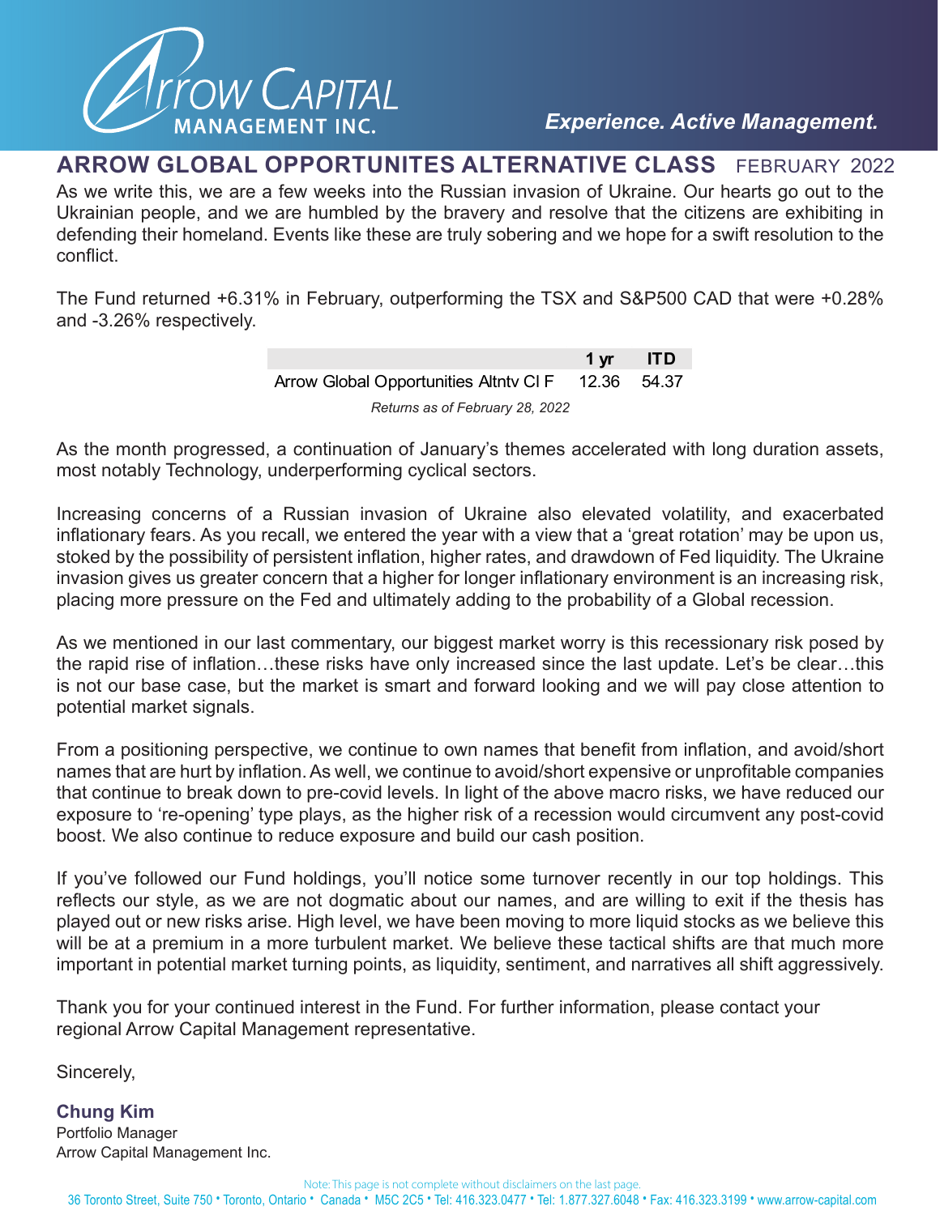# ARROW GLOBAL OPPORTUNITES ALTERNATIVE CLASS FEBRUARY 2022

As we write this, we are a few weeks into the Russian invasion of Ukraine. Our hearts go out to the Ukrainian people, and we are humbled by the bravery and resolve that the citizens are exhibiting in defending their homeland. Events like these are truly sobering and we hope for a swift resolution to the conflict.

The Fund returned +6.31% in February, outperforming the TSX and S&P500 CAD that were +0.28% and -3.26% respectively.

| | 1 yr | ITD |
|---|---|---|
| Arrow Global Opportunities Altntv Cl F | 12.36 | 54.37 |

*Returns as of February 28, 2022*

As the month progressed, a continuation of January's themes accelerated with long duration assets, most notably Technology, underperforming cyclical sectors.

Increasing concerns of a Russian invasion of Ukraine also elevated volatility, and exacerbated inflationary fears. As you recall, we entered the year with a view that a 'great rotation' may be upon us, stoked by the possibility of persistent inflation, higher rates, and drawdown of Fed liquidity. The Ukraine invasion gives us greater concern that a higher for longer inflationary environment is an increasing risk, placing more pressure on the Fed and ultimately adding to the probability of a Global recession.

As we mentioned in our last commentary, our biggest market worry is this recessionary risk posed by the rapid rise of inflation…these risks have only increased since the last update. Let's be clear…this is not our base case, but the market is smart and forward looking and we will pay close attention to potential market signals.

From a positioning perspective, we continue to own names that benefit from inflation, and avoid/short names that are hurt by inflation. As well, we continue to avoid/short expensive or unprofitable companies that continue to break down to pre-covid levels. In light of the above macro risks, we have reduced our exposure to 're-opening' type plays, as the higher risk of a recession would circumvent any post-covid boost. We also continue to reduce exposure and build our cash position.

If you've followed our Fund holdings, you'll notice some turnover recently in our top holdings. This reflects our style, as we are not dogmatic about our names, and are willing to exit if the thesis has played out or new risks arise. High level, we have been moving to more liquid stocks as we believe this will be at a premium in a more turbulent market. We believe these tactical shifts are that much more important in potential market turning points, as liquidity, sentiment, and narratives all shift aggressively.

Thank you for your continued interest in the Fund. For further information, please contact your regional Arrow Capital Management representative.

Sincerely,

**Chung Kim**
Portfolio Manager
Arrow Capital Management Inc.

Note: This page is not complete without disclaimers on the last page.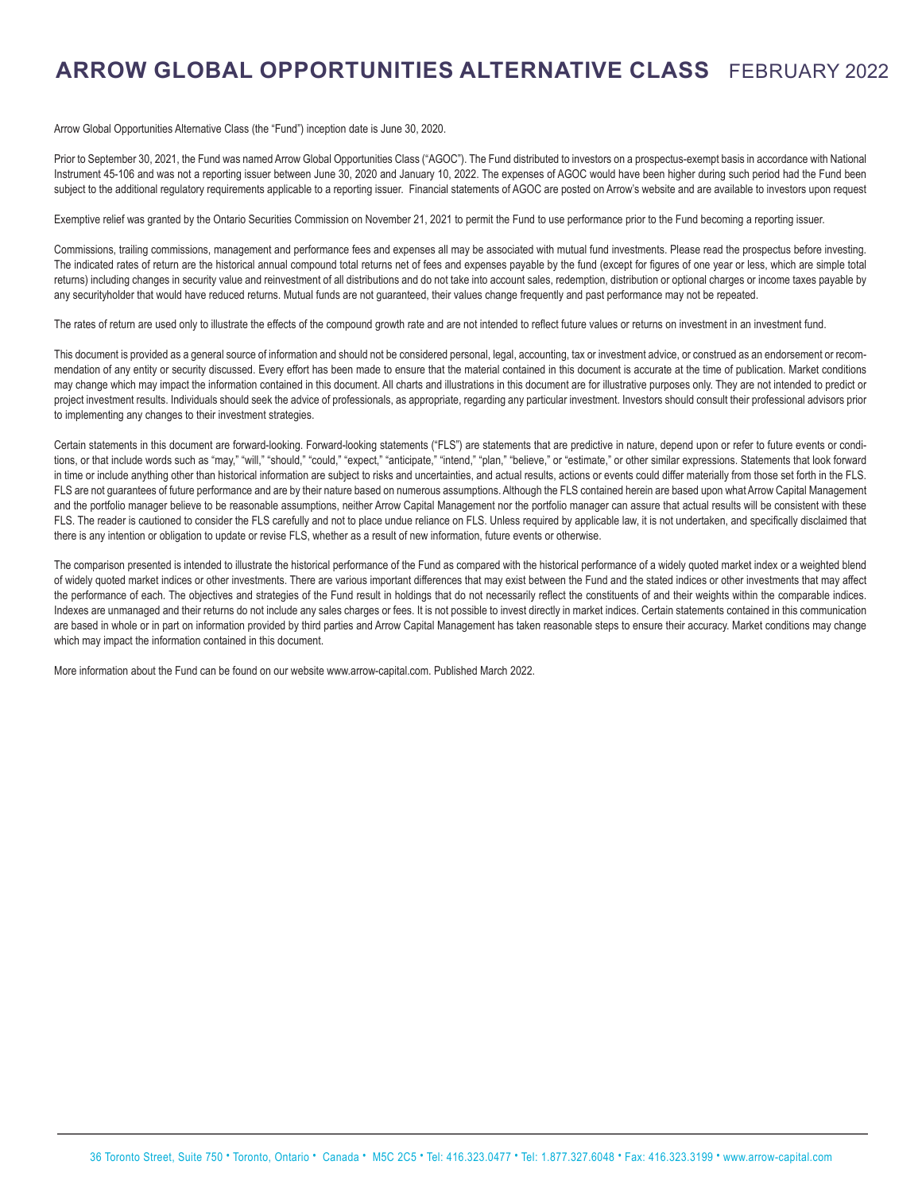# ARROW GLOBAL OPPORTUNITIES ALTERNATIVE CLASS FEBRUARY 2022

Arrow Global Opportunities Alternative Class (the "Fund") inception date is June 30, 2020.

Prior to September 30, 2021, the Fund was named Arrow Global Opportunities Class ("AGOC"). The Fund distributed to investors on a prospectus-exempt basis in accordance with National Instrument 45-106 and was not a reporting issuer between June 30, 2020 and January 10, 2022. The expenses of AGOC would have been higher during such period had the Fund been subject to the additional regulatory requirements applicable to a reporting issuer. Financial statements of AGOC are posted on Arrow's website and are available to investors upon request

Exemptive relief was granted by the Ontario Securities Commission on November 21, 2021 to permit the Fund to use performance prior to the Fund becoming a reporting issuer.

Commissions, trailing commissions, management and performance fees and expenses all may be associated with mutual fund investments. Please read the prospectus before investing. The indicated rates of return are the historical annual compound total returns net of fees and expenses payable by the fund (except for figures of one year or less, which are simple total returns) including changes in security value and reinvestment of all distributions and do not take into account sales, redemption, distribution or optional charges or income taxes payable by any securityholder that would have reduced returns. Mutual funds are not guaranteed, their values change frequently and past performance may not be repeated.

The rates of return are used only to illustrate the effects of the compound growth rate and are not intended to reflect future values or returns on investment in an investment fund.

This document is provided as a general source of information and should not be considered personal, legal, accounting, tax or investment advice, or construed as an endorsement or recommendation of any entity or security discussed. Every effort has been made to ensure that the material contained in this document is accurate at the time of publication. Market conditions may change which may impact the information contained in this document. All charts and illustrations in this document are for illustrative purposes only. They are not intended to predict or project investment results. Individuals should seek the advice of professionals, as appropriate, regarding any particular investment. Investors should consult their professional advisors prior to implementing any changes to their investment strategies.

Certain statements in this document are forward-looking. Forward-looking statements ("FLS") are statements that are predictive in nature, depend upon or refer to future events or conditions, or that include words such as "may," "will," "should," "could," "expect," "anticipate," "intend," "plan," "believe," or "estimate," or other similar expressions. Statements that look forward in time or include anything other than historical information are subject to risks and uncertainties, and actual results, actions or events could differ materially from those set forth in the FLS. FLS are not guarantees of future performance and are by their nature based on numerous assumptions. Although the FLS contained herein are based upon what Arrow Capital Management and the portfolio manager believe to be reasonable assumptions, neither Arrow Capital Management nor the portfolio manager can assure that actual results will be consistent with these FLS. The reader is cautioned to consider the FLS carefully and not to place undue reliance on FLS. Unless required by applicable law, it is not undertaken, and specifically disclaimed that there is any intention or obligation to update or revise FLS, whether as a result of new information, future events or otherwise.

The comparison presented is intended to illustrate the historical performance of the Fund as compared with the historical performance of a widely quoted market index or a weighted blend of widely quoted market indices or other investments. There are various important differences that may exist between the Fund and the stated indices or other investments that may affect the performance of each. The objectives and strategies of the Fund result in holdings that do not necessarily reflect the constituents of and their weights within the comparable indices. Indexes are unmanaged and their returns do not include any sales charges or fees. It is not possible to invest directly in market indices. Certain statements contained in this communication are based in whole or in part on information provided by third parties and Arrow Capital Management has taken reasonable steps to ensure their accuracy. Market conditions may change which may impact the information contained in this document.

More information about the Fund can be found on our website www.arrow-capital.com. Published March 2022.

36 Toronto Street, Suite 750 • Toronto, Ontario • Canada • M5C 2C5 • Tel: 416.323.0477 • Tel: 1.877.327.6048 • Fax: 416.323.3199 • www.arrow-capital.com